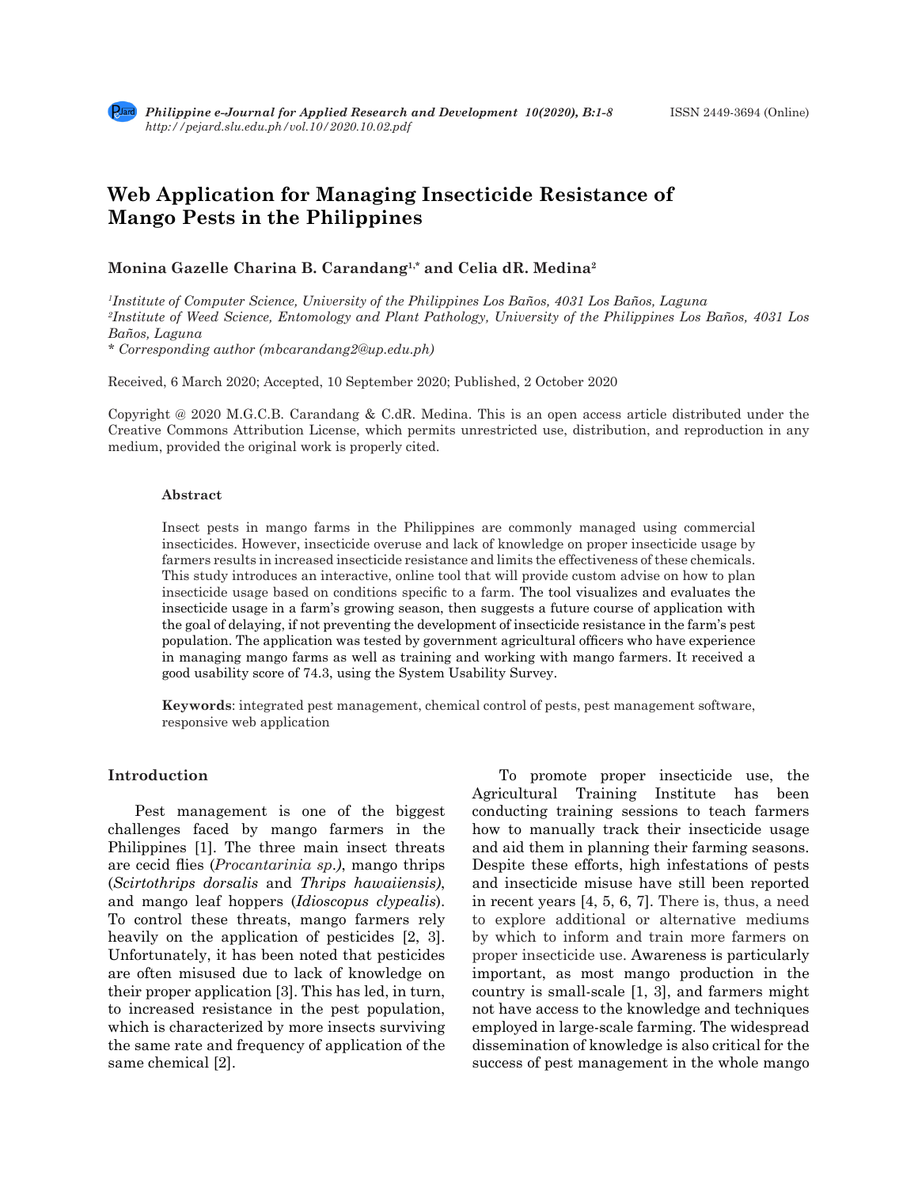# Web Application for Managing Insecticide Resistance of Mango Pests in the Philippines

**Monina Gazelle Charina B. Carandang[1,*] and Celia dR. Medina[2]**

*[1]Institute of Computer Science, University of the Philippines Los Baños, 4031 Los Baños, Laguna*
*[2]Institute of Weed Science, Entomology and Plant Pathology, University of the Philippines Los Baños, 4031 Los Baños, Laguna*
*\* Corresponding author (mbcarandang2@up.edu.ph)*

Received, 6 March 2020; Accepted, 10 September 2020; Published, 2 October 2020

Copyright @ 2020 M.G.C.B. Carandang & C.dR. Medina. This is an open access article distributed under the Creative Commons Attribution License, which permits unrestricted use, distribution, and reproduction in any medium, provided the original work is properly cited.

### Abstract

Insect pests in mango farms in the Philippines are commonly managed using commercial insecticides. However, insecticide overuse and lack of knowledge on proper insecticide usage by farmers results in increased insecticide resistance and limits the effectiveness of these chemicals. This study introduces an interactive, online tool that will provide custom advise on how to plan insecticide usage based on conditions specific to a farm. The tool visualizes and evaluates the insecticide usage in a farm's growing season, then suggests a future course of application with the goal of delaying, if not preventing the development of insecticide resistance in the farm's pest population. The application was tested by government agricultural officers who have experience in managing mango farms as well as training and working with mango farmers. It received a good usability score of 74.3, using the System Usability Survey.

**Keywords**: integrated pest management, chemical control of pests, pest management software, responsive web application

## Introduction

Pest management is one of the biggest challenges faced by mango farmers in the Philippines [1]. The three main insect threats are cecid flies (*Procantarinia sp.)*, mango thrips (*Scirtothrips dorsalis* and *Thrips hawaiiensis)*, and mango leaf hoppers (*Idioscopus clypealis*). To control these threats, mango farmers rely heavily on the application of pesticides [2, 3]. Unfortunately, it has been noted that pesticides are often misused due to lack of knowledge on their proper application [3]. This has led, in turn, to increased resistance in the pest population, which is characterized by more insects surviving the same rate and frequency of application of the same chemical [2].

To promote proper insecticide use, the Agricultural Training Institute has been conducting training sessions to teach farmers how to manually track their insecticide usage and aid them in planning their farming seasons. Despite these efforts, high infestations of pests and insecticide misuse have still been reported in recent years [4, 5, 6, 7]. There is, thus, a need to explore additional or alternative mediums by which to inform and train more farmers on proper insecticide use. Awareness is particularly important, as most mango production in the country is small-scale [1, 3], and farmers might not have access to the knowledge and techniques employed in large-scale farming. The widespread dissemination of knowledge is also critical for the success of pest management in the whole mango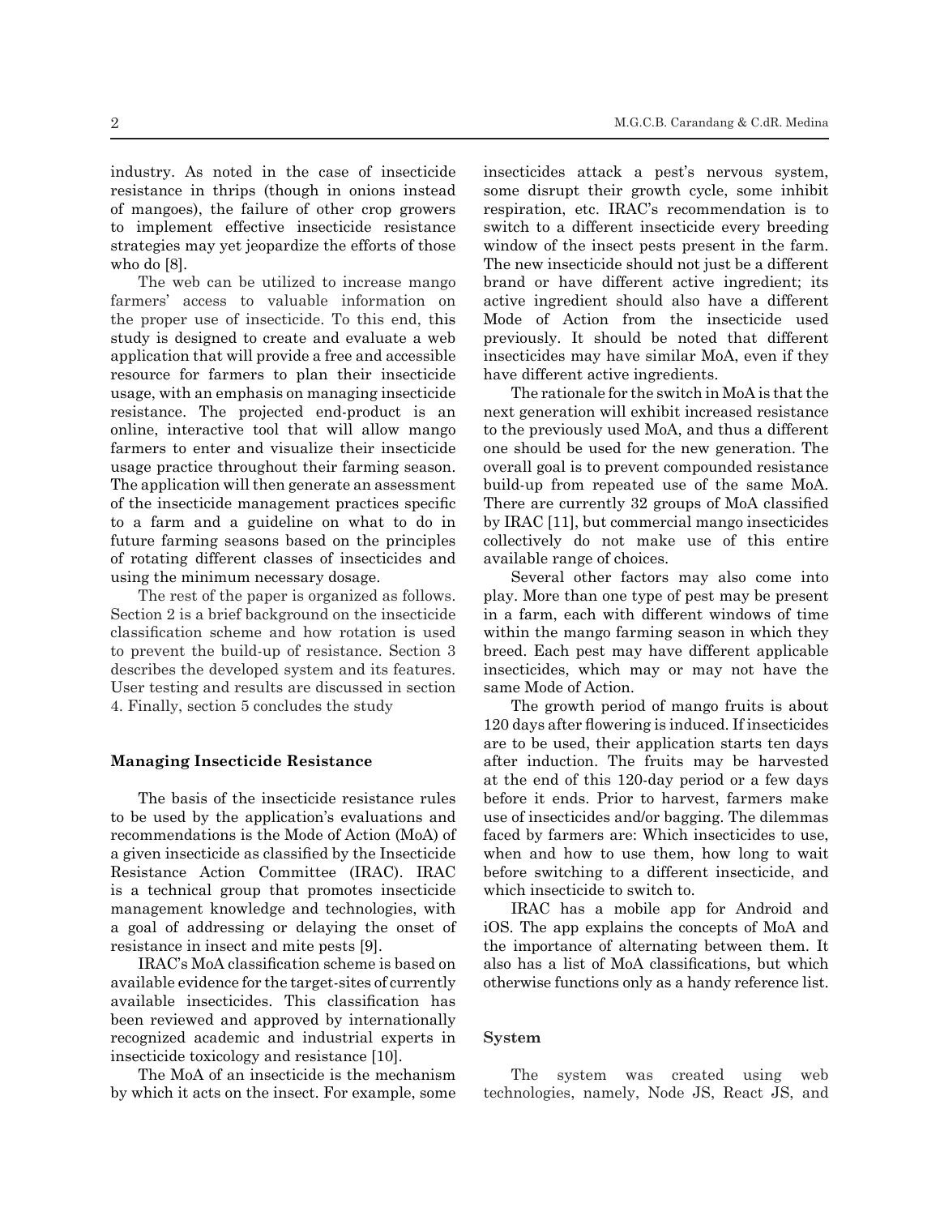industry. As noted in the case of insecticide resistance in thrips (though in onions instead of mangoes), the failure of other crop growers to implement effective insecticide resistance strategies may yet jeopardize the efforts of those who do [8].

The web can be utilized to increase mango farmers' access to valuable information on the proper use of insecticide. To this end, this study is designed to create and evaluate a web application that will provide a free and accessible resource for farmers to plan their insecticide usage, with an emphasis on managing insecticide resistance. The projected end-product is an online, interactive tool that will allow mango farmers to enter and visualize their insecticide usage practice throughout their farming season. The application will then generate an assessment of the insecticide management practices specific to a farm and a guideline on what to do in future farming seasons based on the principles of rotating different classes of insecticides and using the minimum necessary dosage.

The rest of the paper is organized as follows. Section 2 is a brief background on the insecticide classification scheme and how rotation is used to prevent the build-up of resistance. Section 3 describes the developed system and its features. User testing and results are discussed in section 4. Finally, section 5 concludes the study

## Managing Insecticide Resistance

The basis of the insecticide resistance rules to be used by the application's evaluations and recommendations is the Mode of Action (MoA) of a given insecticide as classified by the Insecticide Resistance Action Committee (IRAC). IRAC is a technical group that promotes insecticide management knowledge and technologies, with a goal of addressing or delaying the onset of resistance in insect and mite pests [9].

IRAC's MoA classification scheme is based on available evidence for the target-sites of currently available insecticides. This classification has been reviewed and approved by internationally recognized academic and industrial experts in insecticide toxicology and resistance [10].

The MoA of an insecticide is the mechanism by which it acts on the insect. For example, some insecticides attack a pest's nervous system, some disrupt their growth cycle, some inhibit respiration, etc. IRAC's recommendation is to switch to a different insecticide every breeding window of the insect pests present in the farm. The new insecticide should not just be a different brand or have different active ingredient; its active ingredient should also have a different Mode of Action from the insecticide used previously. It should be noted that different insecticides may have similar MoA, even if they have different active ingredients.

The rationale for the switch in MoA is that the next generation will exhibit increased resistance to the previously used MoA, and thus a different one should be used for the new generation. The overall goal is to prevent compounded resistance build-up from repeated use of the same MoA. There are currently 32 groups of MoA classified by IRAC [11], but commercial mango insecticides collectively do not make use of this entire available range of choices.

Several other factors may also come into play. More than one type of pest may be present in a farm, each with different windows of time within the mango farming season in which they breed. Each pest may have different applicable insecticides, which may or may not have the same Mode of Action.

The growth period of mango fruits is about 120 days after flowering is induced. If insecticides are to be used, their application starts ten days after induction. The fruits may be harvested at the end of this 120-day period or a few days before it ends. Prior to harvest, farmers make use of insecticides and/or bagging. The dilemmas faced by farmers are: Which insecticides to use, when and how to use them, how long to wait before switching to a different insecticide, and which insecticide to switch to.

IRAC has a mobile app for Android and iOS. The app explains the concepts of MoA and the importance of alternating between them. It also has a list of MoA classifications, but which otherwise functions only as a handy reference list.

## System

The system was created using web technologies, namely, Node JS, React JS, and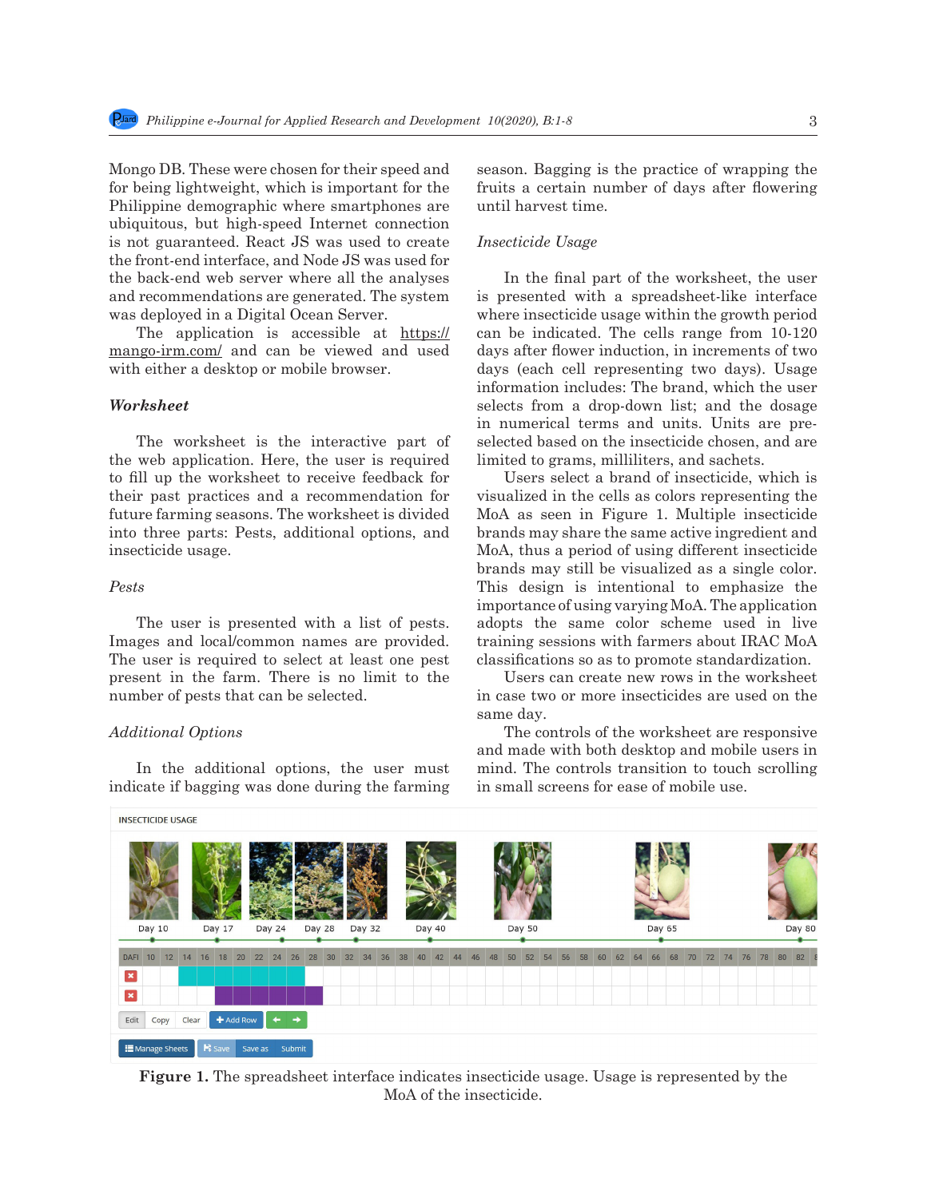Mongo DB. These were chosen for their speed and for being lightweight, which is important for the Philippine demographic where smartphones are ubiquitous, but high-speed Internet connection is not guaranteed. React JS was used to create the front-end interface, and Node JS was used for the back-end web server where all the analyses and recommendations are generated. The system was deployed in a Digital Ocean Server.

The application is accessible at https://mango-irm.com/ and can be viewed and used with either a desktop or mobile browser.

### *Worksheet*

The worksheet is the interactive part of the web application. Here, the user is required to fill up the worksheet to receive feedback for their past practices and a recommendation for future farming seasons. The worksheet is divided into three parts: Pests, additional options, and insecticide usage.

#### *Pests*

The user is presented with a list of pests. Images and local/common names are provided. The user is required to select at least one pest present in the farm. There is no limit to the number of pests that can be selected.

#### *Additional Options*

In the additional options, the user must indicate if bagging was done during the farming season. Bagging is the practice of wrapping the fruits a certain number of days after flowering until harvest time.

#### *Insecticide Usage*

In the final part of the worksheet, the user is presented with a spreadsheet-like interface where insecticide usage within the growth period can be indicated. The cells range from 10-120 days after flower induction, in increments of two days (each cell representing two days). Usage information includes: The brand, which the user selects from a drop-down list; and the dosage in numerical terms and units. Units are pre-selected based on the insecticide chosen, and are limited to grams, milliliters, and sachets.

Users select a brand of insecticide, which is visualized in the cells as colors representing the MoA as seen in Figure 1. Multiple insecticide brands may share the same active ingredient and MoA, thus a period of using different insecticide brands may still be visualized as a single color. This design is intentional to emphasize the importance of using varying MoA. The application adopts the same color scheme used in live training sessions with farmers about IRAC MoA classifications so as to promote standardization.

Users can create new rows in the worksheet in case two or more insecticides are used on the same day.

The controls of the worksheet are responsive and made with both desktop and mobile users in mind. The controls transition to touch scrolling in small screens for ease of mobile use.

**Figure 1.** The spreadsheet interface indicates insecticide usage. Usage is represented by the MoA of the insecticide.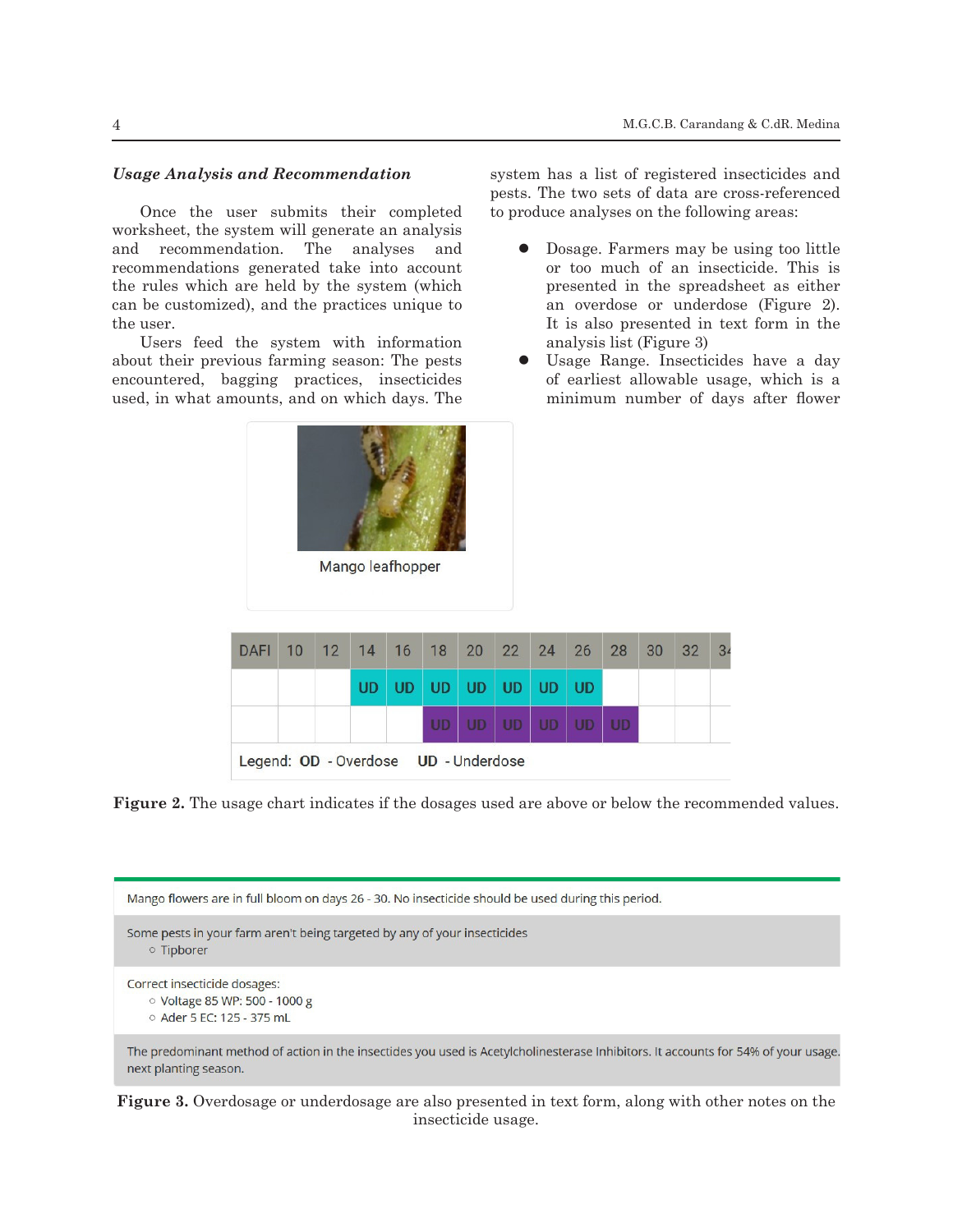### *Usage Analysis and Recommendation*

Once the user submits their completed worksheet, the system will generate an analysis and recommendation. The analyses and recommendations generated take into account the rules which are held by the system (which can be customized), and the practices unique to the user.

Users feed the system with information about their previous farming season: The pests encountered, bagging practices, insecticides used, in what amounts, and on which days. The system has a list of registered insecticides and pests. The two sets of data are cross-referenced to produce analyses on the following areas:

- Dosage. Farmers may be using too little or too much of an insecticide. This is presented in the spreadsheet as either an overdose or underdose (Figure 2). It is also presented in text form in the analysis list (Figure 3)
- Usage Range. Insecticides have a day of earliest allowable usage, which is a minimum number of days after flower

Mango leafhopper

| DAFI | 10 | 12 | 14 | 16 | 18 | 20 | 22 | 24 | 26 | 28 | 30 | 32 | 34 |
|---|---|---|---|---|---|---|---|---|---|---|---|---|---|
| | | | UD | UD | UD | UD | UD | UD | UD | | | | |
| | | | | | UD | UD | UD | UD | UD | UD | | | |

Legend: **OD** - Overdose **UD** - Underdose

**Figure 2.** The usage chart indicates if the dosages used are above or below the recommended values.

Mango flowers are in full bloom on days 26 - 30. No insecticide should be used during this period.

Some pests in your farm aren't being targeted by any of your insecticides
- Tipborer

Correct insecticide dosages:
- Voltage 85 WP: 500 - 1000 g
- Ader 5 EC: 125 - 375 mL

The predominant method of action in the insectides you used is Acetylcholinesterase Inhibitors. It accounts for 54% of your usage. next planting season.

**Figure 3.** Overdosage or underdosage are also presented in text form, along with other notes on the insecticide usage.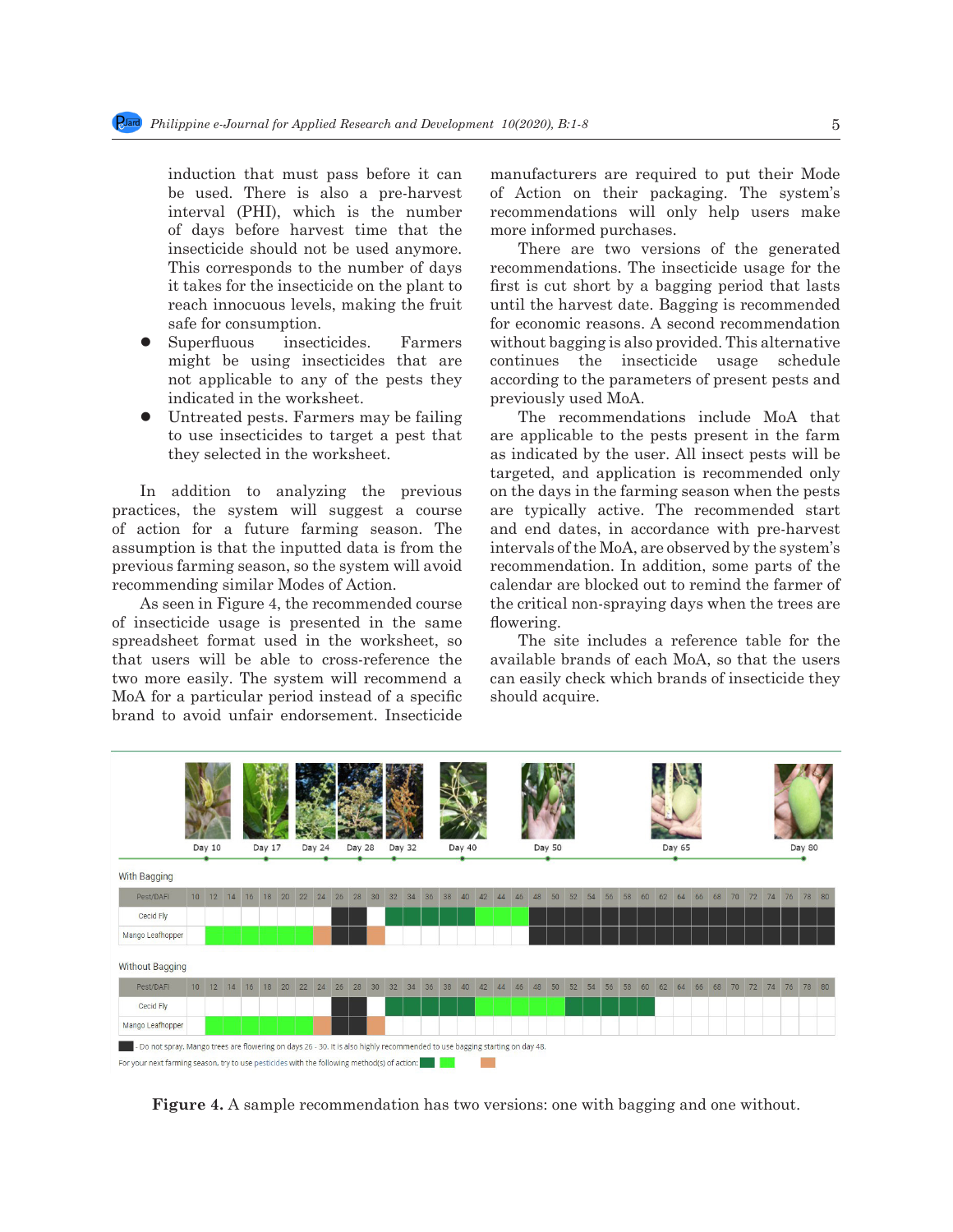induction that must pass before it can be used. There is also a pre-harvest interval (PHI), which is the number of days before harvest time that the insecticide should not be used anymore. This corresponds to the number of days it takes for the insecticide on the plant to reach innocuous levels, making the fruit safe for consumption.

- Superfluous insecticides. Farmers might be using insecticides that are not applicable to any of the pests they indicated in the worksheet.
- Untreated pests. Farmers may be failing to use insecticides to target a pest that they selected in the worksheet.

In addition to analyzing the previous practices, the system will suggest a course of action for a future farming season. The assumption is that the inputted data is from the previous farming season, so the system will avoid recommending similar Modes of Action.

As seen in Figure 4, the recommended course of insecticide usage is presented in the same spreadsheet format used in the worksheet, so that users will be able to cross-reference the two more easily. The system will recommend a MoA for a particular period instead of a specific brand to avoid unfair endorsement. Insecticide manufacturers are required to put their Mode of Action on their packaging. The system's recommendations will only help users make more informed purchases.

There are two versions of the generated recommendations. The insecticide usage for the first is cut short by a bagging period that lasts until the harvest date. Bagging is recommended for economic reasons. A second recommendation without bagging is also provided. This alternative continues the insecticide usage schedule according to the parameters of present pests and previously used MoA.

The recommendations include MoA that are applicable to the pests present in the farm as indicated by the user. All insect pests will be targeted, and application is recommended only on the days in the farming season when the pests are typically active. The recommended start and end dates, in accordance with pre-harvest intervals of the MoA, are observed by the system's recommendation. In addition, some parts of the calendar are blocked out to remind the farmer of the critical non-spraying days when the trees are flowering.

The site includes a reference table for the available brands of each MoA, so that the users can easily check which brands of insecticide they should acquire.

Day 10 Day 17 Day 24 Day 28 Day 32 Day 40 Day 50 Day 65 Day 80

With Bagging

| Pest/DAFI | 10 | 12 | 14 | 16 | 18 | 20 | 22 | 24 | 26 | 28 | 30 | 32 | 34 | 36 | 38 | 40 | 42 | 44 | 46 | 48 | 50 | 52 | 54 | 56 | 58 | 60 | 62 | 64 | 66 | 68 | 70 | 72 | 74 | 76 | 78 | 80 |
|---|---|---|---|---|---|---|---|---|---|---|---|---|---|---|---|---|---|---|---|---|---|---|---|---|---|---|---|---|---|---|---|---|---|---|---|---|
| Cecid Fly | | | | | | | | | | | | | | | | | | | | | | | | | | | | | | | | | | | | |
| Mango Leafhopper | | | | | | | | | | | | | | | | | | | | | | | | | | | | | | | | | | | | |

Without Bagging

| Pest/DAFI | 10 | 12 | 14 | 16 | 18 | 20 | 22 | 24 | 26 | 28 | 30 | 32 | 34 | 36 | 38 | 40 | 42 | 44 | 46 | 48 | 50 | 52 | 54 | 56 | 58 | 60 | 62 | 64 | 66 | 68 | 70 | 72 | 74 | 76 | 78 | 80 |
|---|---|---|---|---|---|---|---|---|---|---|---|---|---|---|---|---|---|---|---|---|---|---|---|---|---|---|---|---|---|---|---|---|---|---|---|---|
| Cecid Fly | | | | | | | | | | | | | | | | | | | | | | | | | | | | | | | | | | | | |
| Mango Leafhopper | | | | | | | | | | | | | | | | | | | | | | | | | | | | | | | | | | | | |

- Do not spray. Mango trees are flowering on days 26 - 30. It is also highly recommended to use bagging starting on day 48.

For your next farming season, try to use pesticides with the following method(s) of action:

**Figure 4.** A sample recommendation has two versions: one with bagging and one without.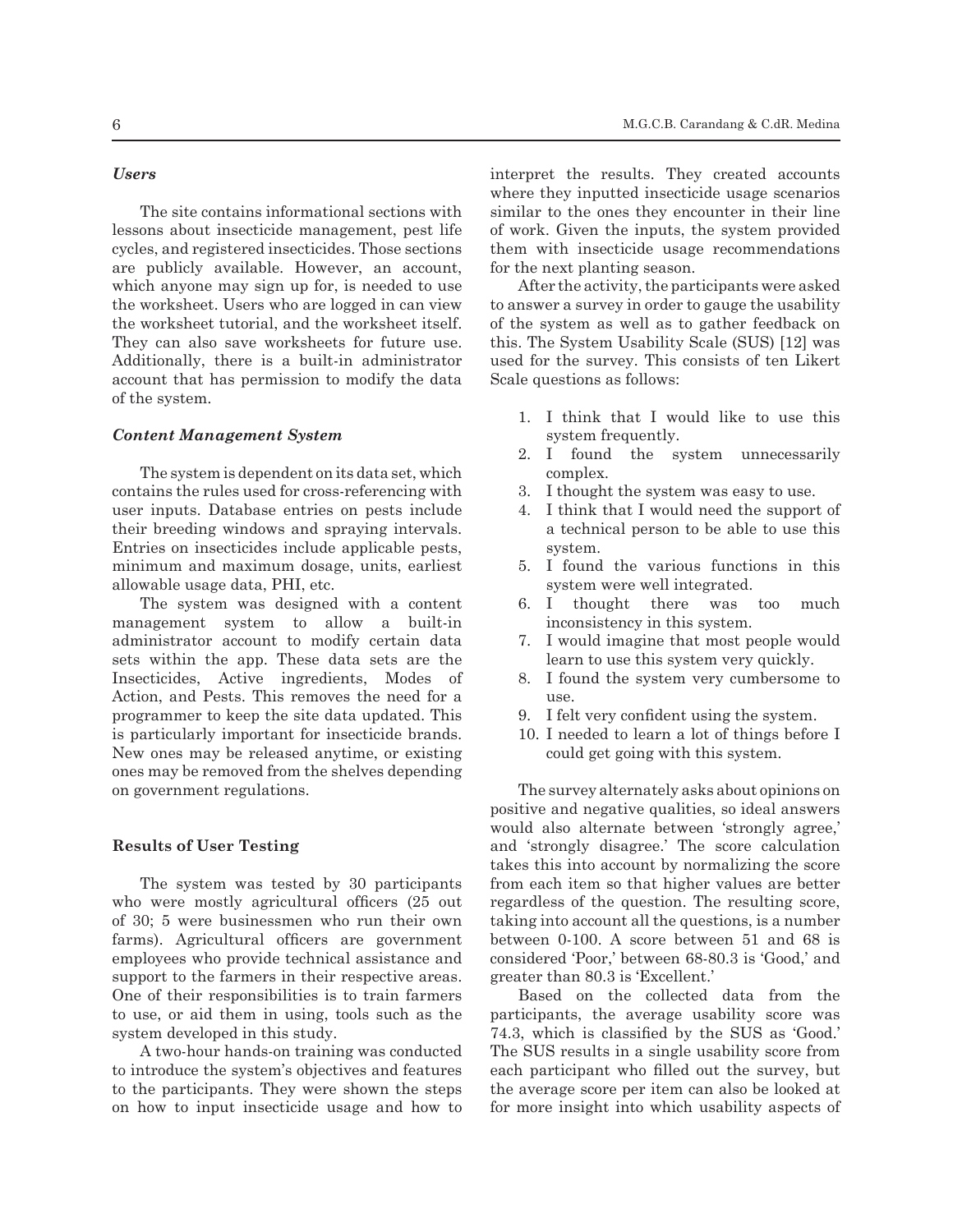### *Users*

The site contains informational sections with lessons about insecticide management, pest life cycles, and registered insecticides. Those sections are publicly available. However, an account, which anyone may sign up for, is needed to use the worksheet. Users who are logged in can view the worksheet tutorial, and the worksheet itself. They can also save worksheets for future use. Additionally, there is a built-in administrator account that has permission to modify the data of the system.

### *Content Management System*

The system is dependent on its data set, which contains the rules used for cross-referencing with user inputs. Database entries on pests include their breeding windows and spraying intervals. Entries on insecticides include applicable pests, minimum and maximum dosage, units, earliest allowable usage data, PHI, etc.

The system was designed with a content management system to allow a built-in administrator account to modify certain data sets within the app. These data sets are the Insecticides, Active ingredients, Modes of Action, and Pests. This removes the need for a programmer to keep the site data updated. This is particularly important for insecticide brands. New ones may be released anytime, or existing ones may be removed from the shelves depending on government regulations.

## Results of User Testing

The system was tested by 30 participants who were mostly agricultural officers (25 out of 30; 5 were businessmen who run their own farms). Agricultural officers are government employees who provide technical assistance and support to the farmers in their respective areas. One of their responsibilities is to train farmers to use, or aid them in using, tools such as the system developed in this study.

A two-hour hands-on training was conducted to introduce the system's objectives and features to the participants. They were shown the steps on how to input insecticide usage and how to interpret the results. They created accounts where they inputted insecticide usage scenarios similar to the ones they encounter in their line of work. Given the inputs, the system provided them with insecticide usage recommendations for the next planting season.

After the activity, the participants were asked to answer a survey in order to gauge the usability of the system as well as to gather feedback on this. The System Usability Scale (SUS) [12] was used for the survey. This consists of ten Likert Scale questions as follows:

1. I think that I would like to use this system frequently.
2. I found the system unnecessarily complex.
3. I thought the system was easy to use.
4. I think that I would need the support of a technical person to be able to use this system.
5. I found the various functions in this system were well integrated.
6. I thought there was too much inconsistency in this system.
7. I would imagine that most people would learn to use this system very quickly.
8. I found the system very cumbersome to use.
9. I felt very confident using the system.
10. I needed to learn a lot of things before I could get going with this system.

The survey alternately asks about opinions on positive and negative qualities, so ideal answers would also alternate between 'strongly agree,' and 'strongly disagree.' The score calculation takes this into account by normalizing the score from each item so that higher values are better regardless of the question. The resulting score, taking into account all the questions, is a number between 0-100. A score between 51 and 68 is considered 'Poor,' between 68-80.3 is 'Good,' and greater than 80.3 is 'Excellent.'

Based on the collected data from the participants, the average usability score was 74.3, which is classified by the SUS as 'Good.' The SUS results in a single usability score from each participant who filled out the survey, but the average score per item can also be looked at for more insight into which usability aspects of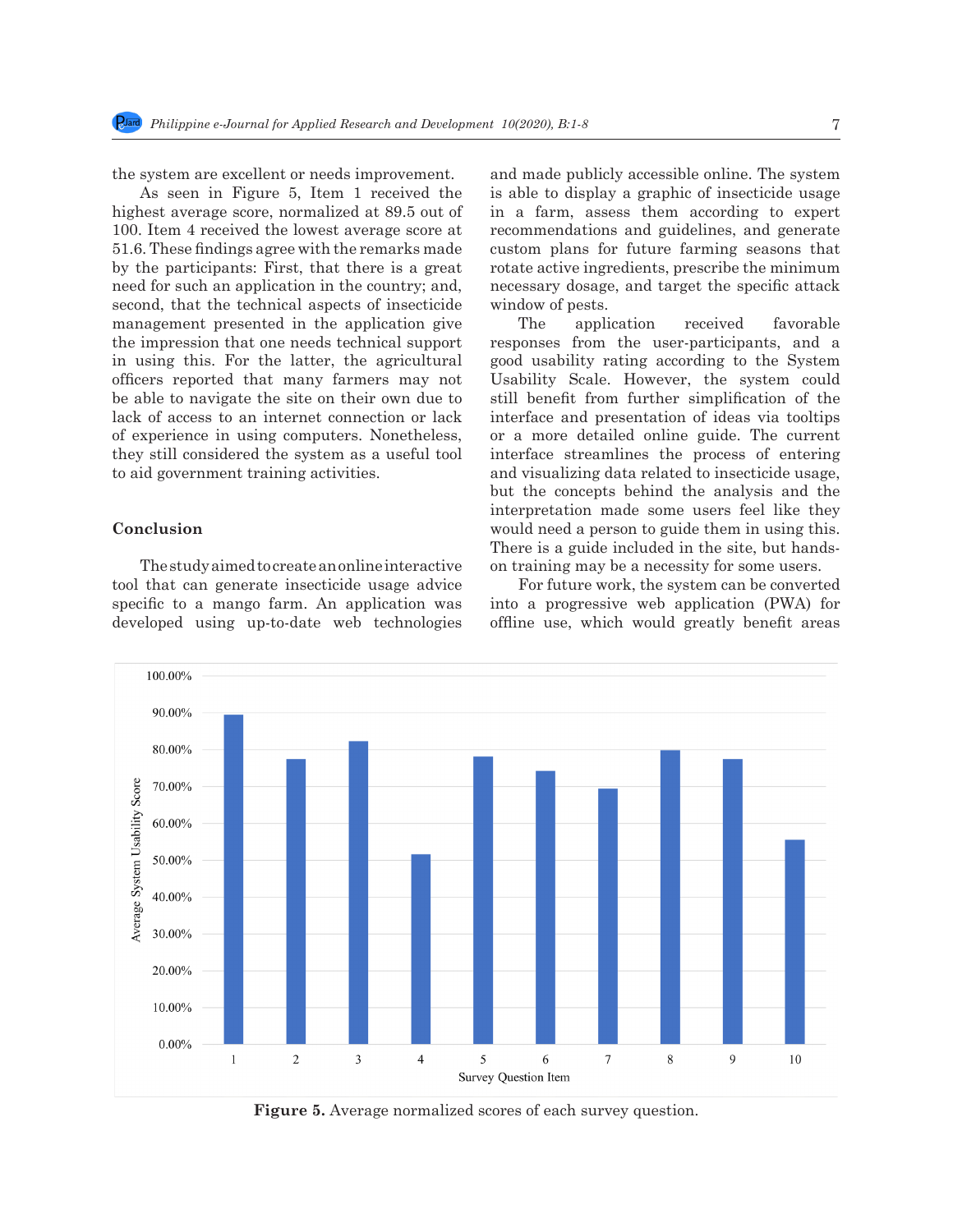the system are excellent or needs improvement.

As seen in Figure 5, Item 1 received the highest average score, normalized at 89.5 out of 100. Item 4 received the lowest average score at 51.6. These findings agree with the remarks made by the participants: First, that there is a great need for such an application in the country; and, second, that the technical aspects of insecticide management presented in the application give the impression that one needs technical support in using this. For the latter, the agricultural officers reported that many farmers may not be able to navigate the site on their own due to lack of access to an internet connection or lack of experience in using computers. Nonetheless, they still considered the system as a useful tool to aid government training activities.

## Conclusion

The study aimed to create an online interactive tool that can generate insecticide usage advice specific to a mango farm. An application was developed using up-to-date web technologies and made publicly accessible online. The system is able to display a graphic of insecticide usage in a farm, assess them according to expert recommendations and guidelines, and generate custom plans for future farming seasons that rotate active ingredients, prescribe the minimum necessary dosage, and target the specific attack window of pests.

The application received favorable responses from the user-participants, and a good usability rating according to the System Usability Scale. However, the system could still benefit from further simplification of the interface and presentation of ideas via tooltips or a more detailed online guide. The current interface streamlines the process of entering and visualizing data related to insecticide usage, but the concepts behind the analysis and the interpretation made some users feel like they would need a person to guide them in using this. There is a guide included in the site, but hands-on training may be a necessity for some users.

For future work, the system can be converted into a progressive web application (PWA) for offline use, which would greatly benefit areas

**Figure 5.** Average normalized scores of each survey question.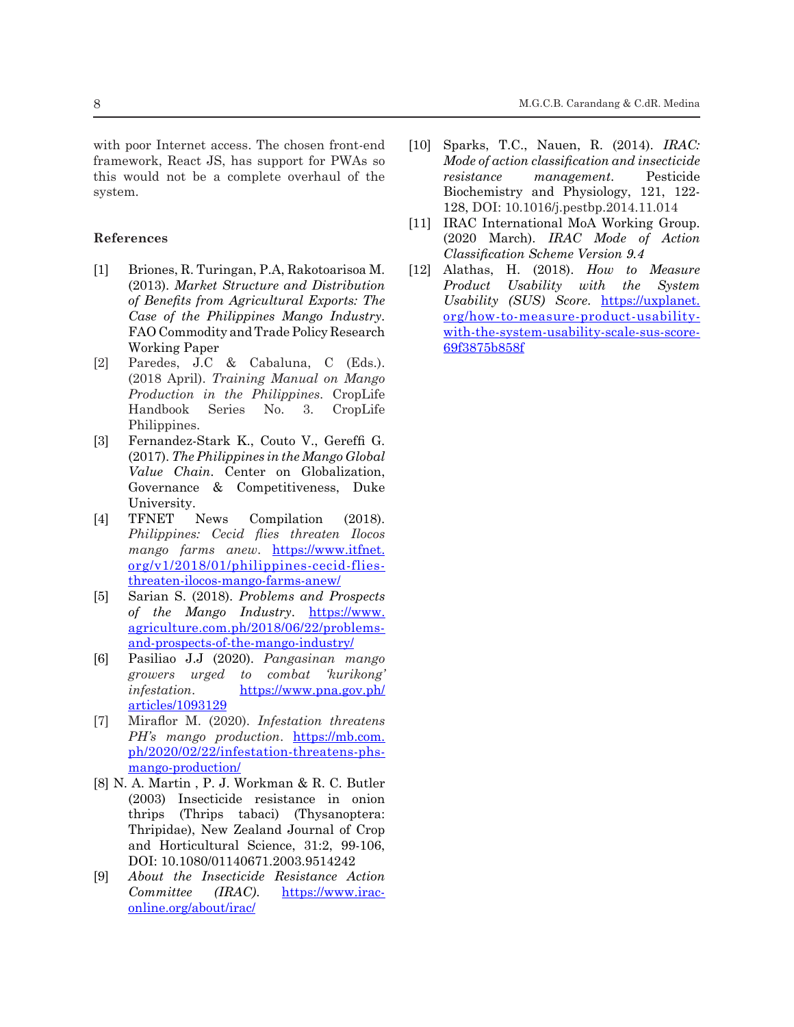with poor Internet access. The chosen front-end framework, React JS, has support for PWAs so this would not be a complete overhaul of the system.

## References

[1] Briones, R. Turingan, P.A, Rakotoarisoa M. (2013). *Market Structure and Distribution of Benefits from Agricultural Exports: The Case of the Philippines Mango Industry*. FAO Commodity and Trade Policy Research Working Paper

[2] Paredes, J.C & Cabaluna, C (Eds.). (2018 April). *Training Manual on Mango Production in the Philippines*. CropLife Handbook Series No. 3. CropLife Philippines.

[3] Fernandez-Stark K., Couto V., Gereffi G. (2017). *The Philippines in the Mango Global Value Chain*. Center on Globalization, Governance & Competitiveness, Duke University.

[4] TFNET News Compilation (2018). *Philippines: Cecid flies threaten Ilocos mango farms anew*. https://www.itfnet.org/v1/2018/01/philippines-cecid-flies-threaten-ilocos-mango-farms-anew/

[5] Sarian S. (2018). *Problems and Prospects of the Mango Industry*. https://www.agriculture.com.ph/2018/06/22/problems-and-prospects-of-the-mango-industry/

[6] Pasiliao J.J (2020). *Pangasinan mango growers urged to combat 'kurikong' infestation*. https://www.pna.gov.ph/articles/1093129

[7] Miraflor M. (2020). *Infestation threatens PH's mango production*. https://mb.com.ph/2020/02/22/infestation-threatens-phs-mango-production/

[8] N. A. Martin , P. J. Workman & R. C. Butler (2003) Insecticide resistance in onion thrips (Thrips tabaci) (Thysanoptera: Thripidae), New Zealand Journal of Crop and Horticultural Science, 31:2, 99-106, DOI: 10.1080/01140671.2003.9514242

[9] *About the Insecticide Resistance Action Committee (IRAC)*. https://www.irac-online.org/about/irac/

[10] Sparks, T.C., Nauen, R. (2014). *IRAC: Mode of action classification and insecticide resistance management*. Pesticide Biochemistry and Physiology, 121, 122-128, DOI: 10.1016/j.pestbp.2014.11.014

[11] IRAC International MoA Working Group. (2020 March). *IRAC Mode of Action Classification Scheme Version 9.4*

[12] Alathas, H. (2018). *How to Measure Product Usability with the System Usability (SUS) Score*. https://uxplanet.org/how-to-measure-product-usability-with-the-system-usability-scale-sus-score-69f3875b858f